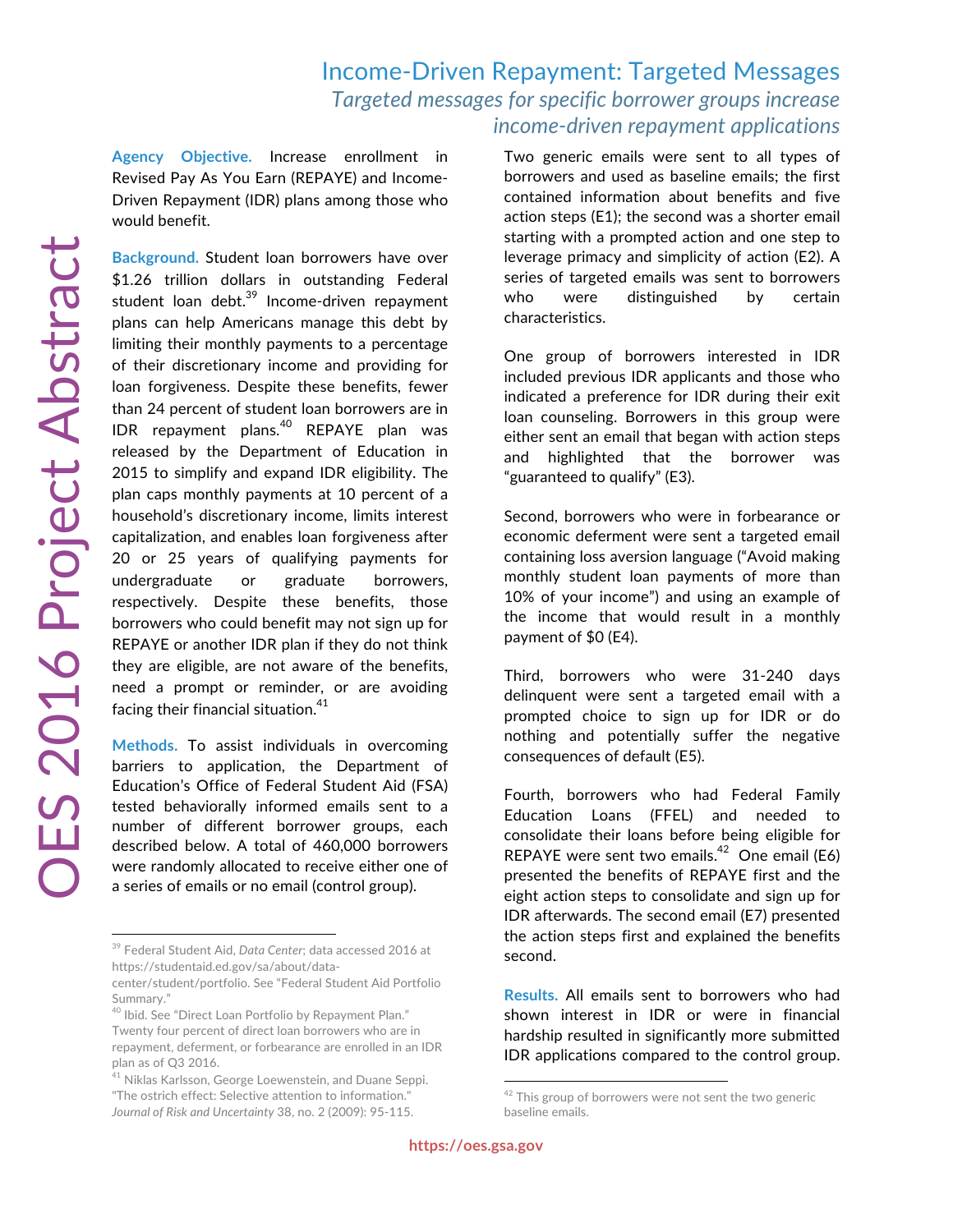# Income-Driven Repayment: Targeted Messages

## *Targeted messages for specific borrower groups increase income-driven repayment applications*

OES 2016 Project Abstract

**Agency Objective.** Increase enrollment in Revised Pay As You Earn (REPAYE) and Income-Driven Repayment (IDR) plans among those who would benefit.

**Background.** Student loan borrowers have over $1.26 trillion dollars in outstanding Federal student loan debt.[39] Income-driven repayment plans can help Americans manage this debt by limiting their monthly payments to a percentage of their discretionary income and providing for loan forgiveness. Despite these benefits, fewer than 24 percent of student loan borrowers are in IDR repayment plans.[40] REPAYE plan was released by the Department of Education in 2015 to simplify and expand IDR eligibility. The plan caps monthly payments at 10 percent of a household's discretionary income, limits interest capitalization, and enables loan forgiveness after 20 or 25 years of qualifying payments for undergraduate or graduate borrowers, respectively. Despite these benefits, those borrowers who could benefit may not sign up for REPAYE or another IDR plan if they do not think they are eligible, are not aware of the benefits, need a prompt or reminder, or are avoiding facing their financial situation.[41]

**Methods.** To assist individuals in overcoming barriers to application, the Department of Education's Office of Federal Student Aid (FSA) tested behaviorally informed emails sent to a number of different borrower groups, each described below. A total of 460,000 borrowers were randomly allocated to receive either one of a series of emails or no email (control group).

Two generic emails were sent to all types of borrowers and used as baseline emails; the first contained information about benefits and five action steps (E1); the second was a shorter email starting with a prompted action and one step to leverage primacy and simplicity of action (E2). A series of targeted emails was sent to borrowers who were distinguished by certain characteristics.

One group of borrowers interested in IDR included previous IDR applicants and those who indicated a preference for IDR during their exit loan counseling. Borrowers in this group were either sent an email that began with action steps and highlighted that the borrower was "guaranteed to qualify" (E3).

Second, borrowers who were in forbearance or economic deferment were sent a targeted email containing loss aversion language ("Avoid making monthly student loan payments of more than 10% of your income") and using an example of the income that would result in a monthly payment of $0 (E4).

Third, borrowers who were 31-240 days delinquent were sent a targeted email with a prompted choice to sign up for IDR or do nothing and potentially suffer the negative consequences of default (E5).

Fourth, borrowers who had Federal Family Education Loans (FFEL) and needed to consolidate their loans before being eligible for REPAYE were sent two emails.[42] One email (E6) presented the benefits of REPAYE first and the eight action steps to consolidate and sign up for IDR afterwards. The second email (E7) presented the action steps first and explained the benefits second.

**Results.** All emails sent to borrowers who had shown interest in IDR or were in financial hardship resulted in significantly more submitted IDR applications compared to the control group.

---

[39] Federal Student Aid, *Data Center*; data accessed 2016 at https://studentaid.ed.gov/sa/about/data-center/student/portfolio. See "Federal Student Aid Portfolio Summary."

[40] Ibid. See "Direct Loan Portfolio by Repayment Plan." Twenty four percent of direct loan borrowers who are in repayment, deferment, or forbearance are enrolled in an IDR plan as of Q3 2016.

[41] Niklas Karlsson, George Loewenstein, and Duane Seppi. "The ostrich effect: Selective attention to information." *Journal of Risk and Uncertainty* 38, no. 2 (2009): 95-115.

[42] This group of borrowers were not sent the two generic baseline emails.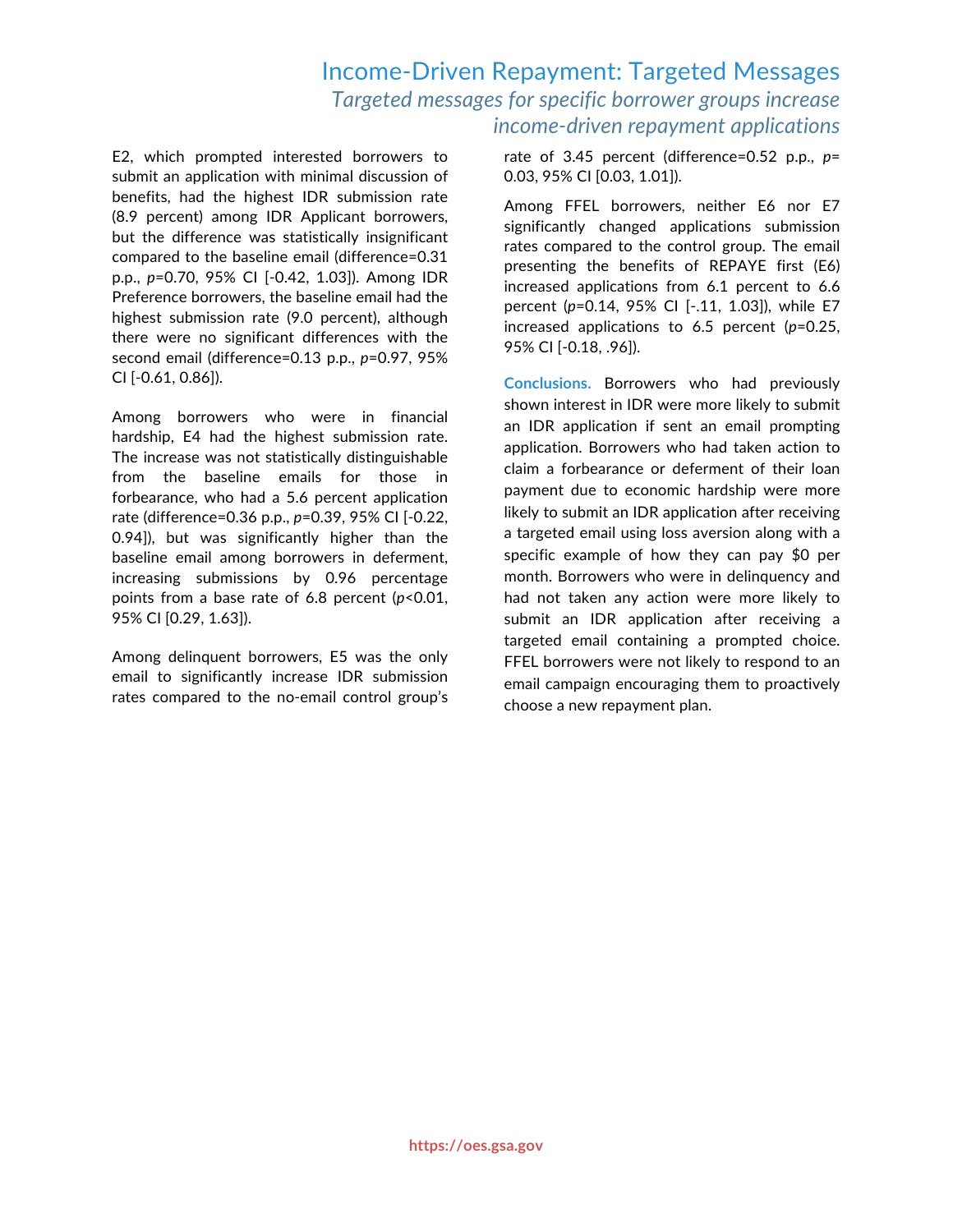E2, which prompted interested borrowers to submit an application with minimal discussion of benefits, had the highest IDR submission rate (8.9 percent) among IDR Applicant borrowers, but the difference was statistically insignificant compared to the baseline email (difference=0.31 p.p., *p*=0.70, 95% CI [-0.42, 1.03]). Among IDR Preference borrowers, the baseline email had the highest submission rate (9.0 percent), although there were no significant differences with the second email (difference=0.13 p.p., *p*=0.97, 95% CI [-0.61, 0.86]).

Among borrowers who were in financial hardship, E4 had the highest submission rate. The increase was not statistically distinguishable from the baseline emails for those in forbearance, who had a 5.6 percent application rate (difference=0.36 p.p., *p*=0.39, 95% CI [-0.22, 0.94]), but was significantly higher than the baseline email among borrowers in deferment, increasing submissions by 0.96 percentage points from a base rate of 6.8 percent (*p*<0.01, 95% CI [0.29, 1.63]).

Among delinquent borrowers, E5 was the only email to significantly increase IDR submission rates compared to the no-email control group's rate of 3.45 percent (difference=0.52 p.p., *p*= 0.03, 95% CI [0.03, 1.01]).

Among FFEL borrowers, neither E6 nor E7 significantly changed applications submission rates compared to the control group. The email presenting the benefits of REPAYE first (E6) increased applications from 6.1 percent to 6.6 percent (*p*=0.14, 95% CI [-.11, 1.03]), while E7 increased applications to 6.5 percent (*p*=0.25, 95% CI [-0.18, .96]).

**Conclusions.** Borrowers who had previously shown interest in IDR were more likely to submit an IDR application if sent an email prompting application. Borrowers who had taken action to claim a forbearance or deferment of their loan payment due to economic hardship were more likely to submit an IDR application after receiving a targeted email using loss aversion along with a specific example of how they can pay $0 per month. Borrowers who were in delinquency and had not taken any action were more likely to submit an IDR application after receiving a targeted email containing a prompted choice. FFEL borrowers were not likely to respond to an email campaign encouraging them to proactively choose a new repayment plan.